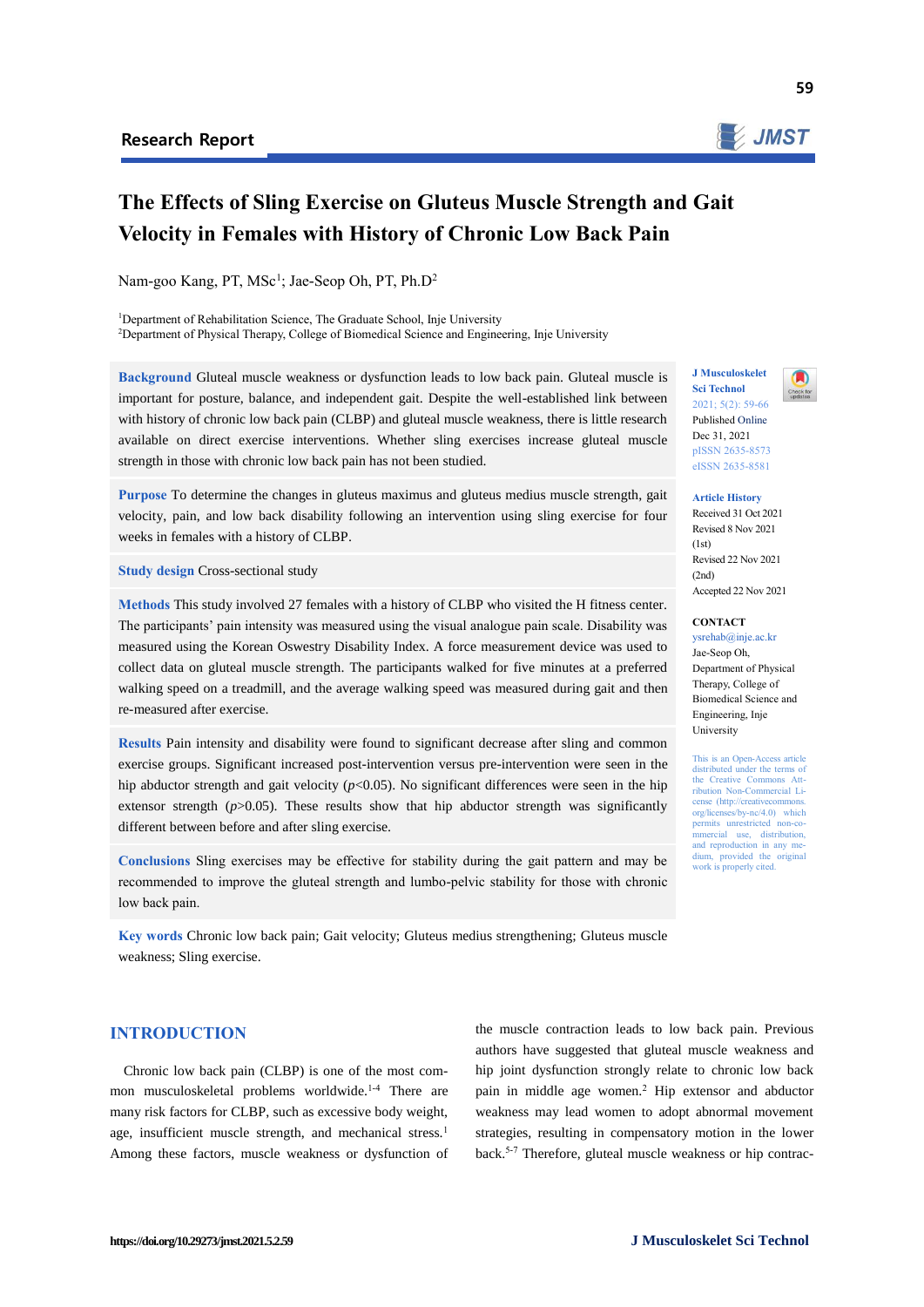Research Report

# The Effects of Sling Exercise on Gluteus Muscle Strength and Gait Velocity in Females with History of Chronic Low Back Pain

Nam-goo Kang, PT, MSc[1]; Jae-Seop Oh, PT, Ph.D[2]

[1]Department of Rehabilitation Science, The Graduate School, Inje University
[2]Department of Physical Therapy, College of Biomedical Science and Engineering, Inje University

**Background** Gluteal muscle weakness or dysfunction leads to low back pain. Gluteal muscle is important for posture, balance, and independent gait. Despite the well-established link between with history of chronic low back pain (CLBP) and gluteal muscle weakness, there is little research available on direct exercise interventions. Whether sling exercises increase gluteal muscle strength in those with chronic low back pain has not been studied.

**Purpose** To determine the changes in gluteus maximus and gluteus medius muscle strength, gait velocity, pain, and low back disability following an intervention using sling exercise for four weeks in females with a history of CLBP.

**Study design** Cross-sectional study

**Methods** This study involved 27 females with a history of CLBP who visited the H fitness center. The participants' pain intensity was measured using the visual analogue pain scale. Disability was measured using the Korean Oswestry Disability Index. A force measurement device was used to collect data on gluteal muscle strength. The participants walked for five minutes at a preferred walking speed on a treadmill, and the average walking speed was measured during gait and then re-measured after exercise.

**Results** Pain intensity and disability were found to significant decrease after sling and common exercise groups. Significant increased post-intervention versus pre-intervention were seen in the hip abductor strength and gait velocity ($p$<0.05). No significant differences were seen in the hip extensor strength ($p$>0.05). These results show that hip abductor strength was significantly different between before and after sling exercise.

**Conclusions** Sling exercises may be effective for stability during the gait pattern and may be recommended to improve the gluteal strength and lumbo-pelvic stability for those with chronic low back pain.

**Key words** Chronic low back pain; Gait velocity; Gluteus medius strengthening; Gluteus muscle weakness; Sling exercise.

J Musculoskelet Sci Technol
2021; 5(2): 59-66
Published Online
Dec 31, 2021
pISSN 2635-8573
eISSN 2635-8581

**Article History**
Received 31 Oct 2021
Revised 8 Nov 2021 (1st)
Revised 22 Nov 2021 (2nd)
Accepted 22 Nov 2021

**CONTACT**
ysrehab@inje.ac.kr
Jae-Seop Oh, Department of Physical Therapy, College of Biomedical Science and Engineering, Inje University

This is an Open-Access article distributed under the terms of the Creative Commons Attribution Non-Commercial License (http://creativecommons.org/licenses/by-nc/4.0) which permits unrestricted non-commercial use, distribution, and reproduction in any medium, provided the original work is properly cited.

## INTRODUCTION

Chronic low back pain (CLBP) is one of the most common musculoskeletal problems worldwide.[1-4] There are many risk factors for CLBP, such as excessive body weight, age, insufficient muscle strength, and mechanical stress.[1] Among these factors, muscle weakness or dysfunction of the muscle contraction leads to low back pain. Previous authors have suggested that gluteal muscle weakness and hip joint dysfunction strongly relate to chronic low back pain in middle age women.[2] Hip extensor and abductor weakness may lead women to adopt abnormal movement strategies, resulting in compensatory motion in the lower back.[5-7] Therefore, gluteal muscle weakness or hip contrac-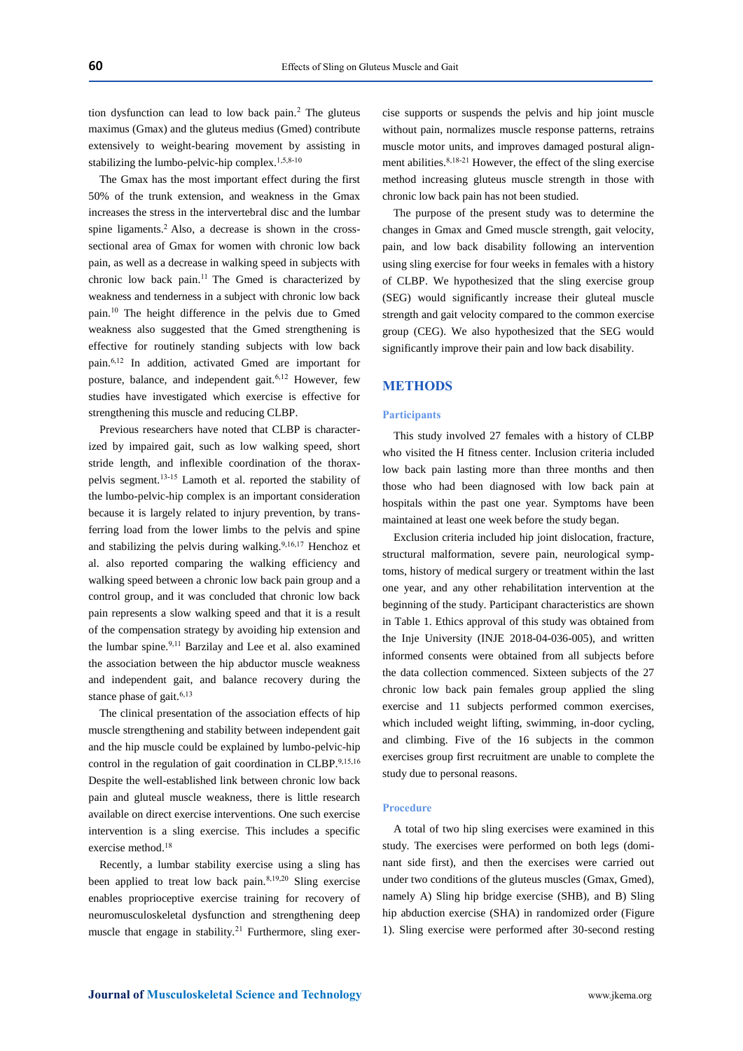tion dysfunction can lead to low back pain.[2] The gluteus maximus (Gmax) and the gluteus medius (Gmed) contribute extensively to weight-bearing movement by assisting in stabilizing the lumbo-pelvic-hip complex.[1,5,8-10]

The Gmax has the most important effect during the first 50% of the trunk extension, and weakness in the Gmax increases the stress in the intervertebral disc and the lumbar spine ligaments.[2] Also, a decrease is shown in the cross-sectional area of Gmax for women with chronic low back pain, as well as a decrease in walking speed in subjects with chronic low back pain.[11] The Gmed is characterized by weakness and tenderness in a subject with chronic low back pain.[10] The height difference in the pelvis due to Gmed weakness also suggested that the Gmed strengthening is effective for routinely standing subjects with low back pain.[6,12] In addition, activated Gmed are important for posture, balance, and independent gait.[6,12] However, few studies have investigated which exercise is effective for strengthening this muscle and reducing CLBP.

Previous researchers have noted that CLBP is characterized by impaired gait, such as low walking speed, short stride length, and inflexible coordination of the thorax-pelvis segment.[13-15] Lamoth et al. reported the stability of the lumbo-pelvic-hip complex is an important consideration because it is largely related to injury prevention, by transferring load from the lower limbs to the pelvis and spine and stabilizing the pelvis during walking.[9,16,17] Henchoz et al. also reported comparing the walking efficiency and walking speed between a chronic low back pain group and a control group, and it was concluded that chronic low back pain represents a slow walking speed and that it is a result of the compensation strategy by avoiding hip extension and the lumbar spine.[9,11] Barzilay and Lee et al. also examined the association between the hip abductor muscle weakness and independent gait, and balance recovery during the stance phase of gait.[6,13]

The clinical presentation of the association effects of hip muscle strengthening and stability between independent gait and the hip muscle could be explained by lumbo-pelvic-hip control in the regulation of gait coordination in CLBP.[9,15,16] Despite the well-established link between chronic low back pain and gluteal muscle weakness, there is little research available on direct exercise interventions. One such exercise intervention is a sling exercise. This includes a specific exercise method.[18]

Recently, a lumbar stability exercise using a sling has been applied to treat low back pain.[8,19,20] Sling exercise enables proprioceptive exercise training for recovery of neuromusculoskeletal dysfunction and strengthening deep muscle that engage in stability.[21] Furthermore, sling exercise supports or suspends the pelvis and hip joint muscle without pain, normalizes muscle response patterns, retrains muscle motor units, and improves damaged postural alignment abilities.[8,18-21] However, the effect of the sling exercise method increasing gluteus muscle strength in those with chronic low back pain has not been studied.

The purpose of the present study was to determine the changes in Gmax and Gmed muscle strength, gait velocity, pain, and low back disability following an intervention using sling exercise for four weeks in females with a history of CLBP. We hypothesized that the sling exercise group (SEG) would significantly increase their gluteal muscle strength and gait velocity compared to the common exercise group (CEG). We also hypothesized that the SEG would significantly improve their pain and low back disability.

## METHODS

### Participants

This study involved 27 females with a history of CLBP who visited the H fitness center. Inclusion criteria included low back pain lasting more than three months and then those who had been diagnosed with low back pain at hospitals within the past one year. Symptoms have been maintained at least one week before the study began.

Exclusion criteria included hip joint dislocation, fracture, structural malformation, severe pain, neurological symptoms, history of medical surgery or treatment within the last one year, and any other rehabilitation intervention at the beginning of the study. Participant characteristics are shown in Table 1. Ethics approval of this study was obtained from the Inje University (INJE 2018-04-036-005), and written informed consents were obtained from all subjects before the data collection commenced. Sixteen subjects of the 27 chronic low back pain females group applied the sling exercise and 11 subjects performed common exercises, which included weight lifting, swimming, in-door cycling, and climbing. Five of the 16 subjects in the common exercises group first recruitment are unable to complete the study due to personal reasons.

### Procedure

A total of two hip sling exercises were examined in this study. The exercises were performed on both legs (dominant side first), and then the exercises were carried out under two conditions of the gluteus muscles (Gmax, Gmed), namely A) Sling hip bridge exercise (SHB), and B) Sling hip abduction exercise (SHA) in randomized order (Figure 1). Sling exercise were performed after 30-second resting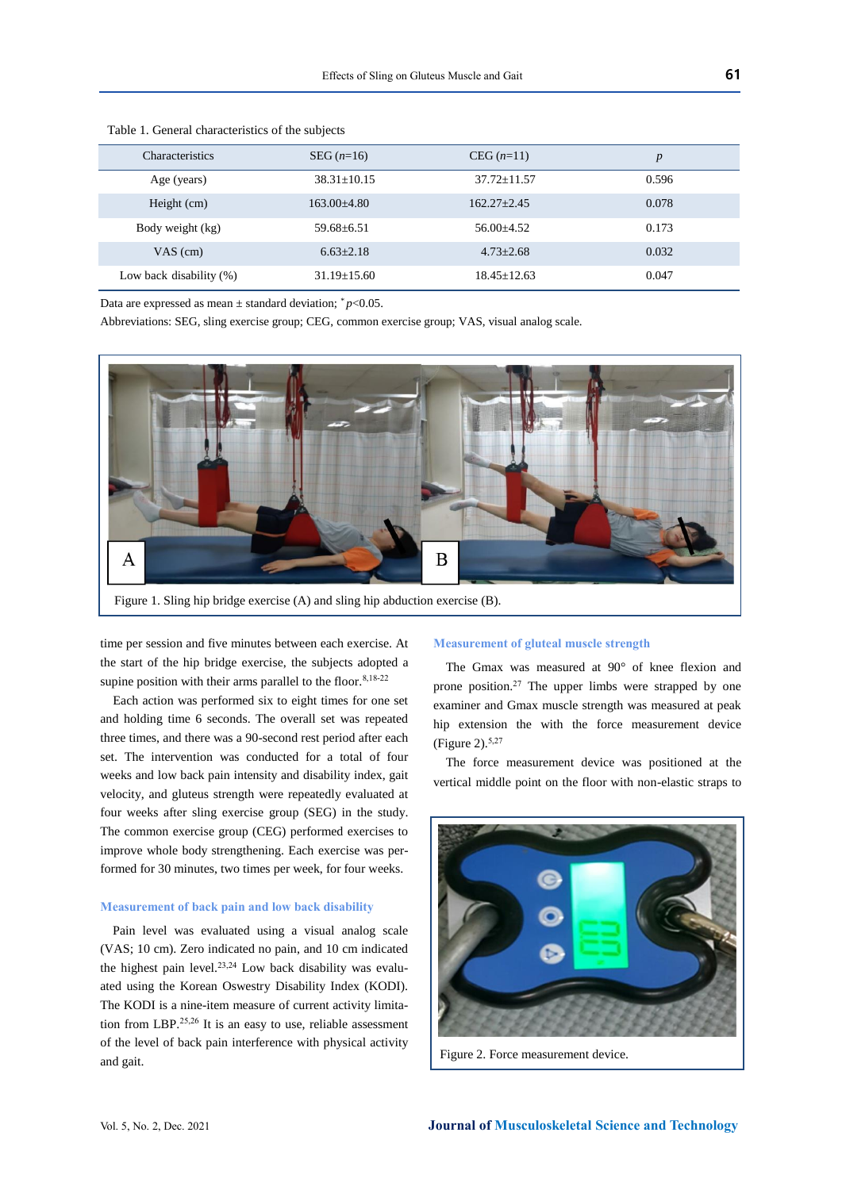Table 1. General characteristics of the subjects

| Characteristics | SEG ($n$=16) | CEG ($n$=11) | $p$ |
|---|---|---|---|
| Age (years) | 38.31±10.15 | 37.72±11.57 | 0.596 |
| Height (cm) | 163.00±4.80 | 162.27±2.45 | 0.078 |
| Body weight (kg) | 59.68±6.51 | 56.00±4.52 | 0.173 |
| VAS (cm) | 6.63±2.18 | 4.73±2.68 | 0.032 |
| Low back disability (%) | 31.19±15.60 | 18.45±12.63 | 0.047 |

Data are expressed as mean ± standard deviation; $^{*}p<0.05$.
Abbreviations: SEG, sling exercise group; CEG, common exercise group; VAS, visual analog scale.

Figure 1. Sling hip bridge exercise (A) and sling hip abduction exercise (B).

time per session and five minutes between each exercise. At the start of the hip bridge exercise, the subjects adopted a supine position with their arms parallel to the floor.[8,18-22]

Each action was performed six to eight times for one set and holding time 6 seconds. The overall set was repeated three times, and there was a 90-second rest period after each set. The intervention was conducted for a total of four weeks and low back pain intensity and disability index, gait velocity, and gluteus strength were repeatedly evaluated at four weeks after sling exercise group (SEG) in the study. The common exercise group (CEG) performed exercises to improve whole body strengthening. Each exercise was performed for 30 minutes, two times per week, for four weeks.

### Measurement of back pain and low back disability

Pain level was evaluated using a visual analog scale (VAS; 10 cm). Zero indicated no pain, and 10 cm indicated the highest pain level.[23,24] Low back disability was evaluated using the Korean Oswestry Disability Index (KODI). The KODI is a nine-item measure of current activity limitation from LBP.[25,26] It is an easy to use, reliable assessment of the level of back pain interference with physical activity and gait.

### Measurement of gluteal muscle strength

The Gmax was measured at 90° of knee flexion and prone position.[27] The upper limbs were strapped by one examiner and Gmax muscle strength was measured at peak hip extension the with the force measurement device (Figure 2).[5,27]

The force measurement device was positioned at the vertical middle point on the floor with non-elastic straps to

Figure 2. Force measurement device.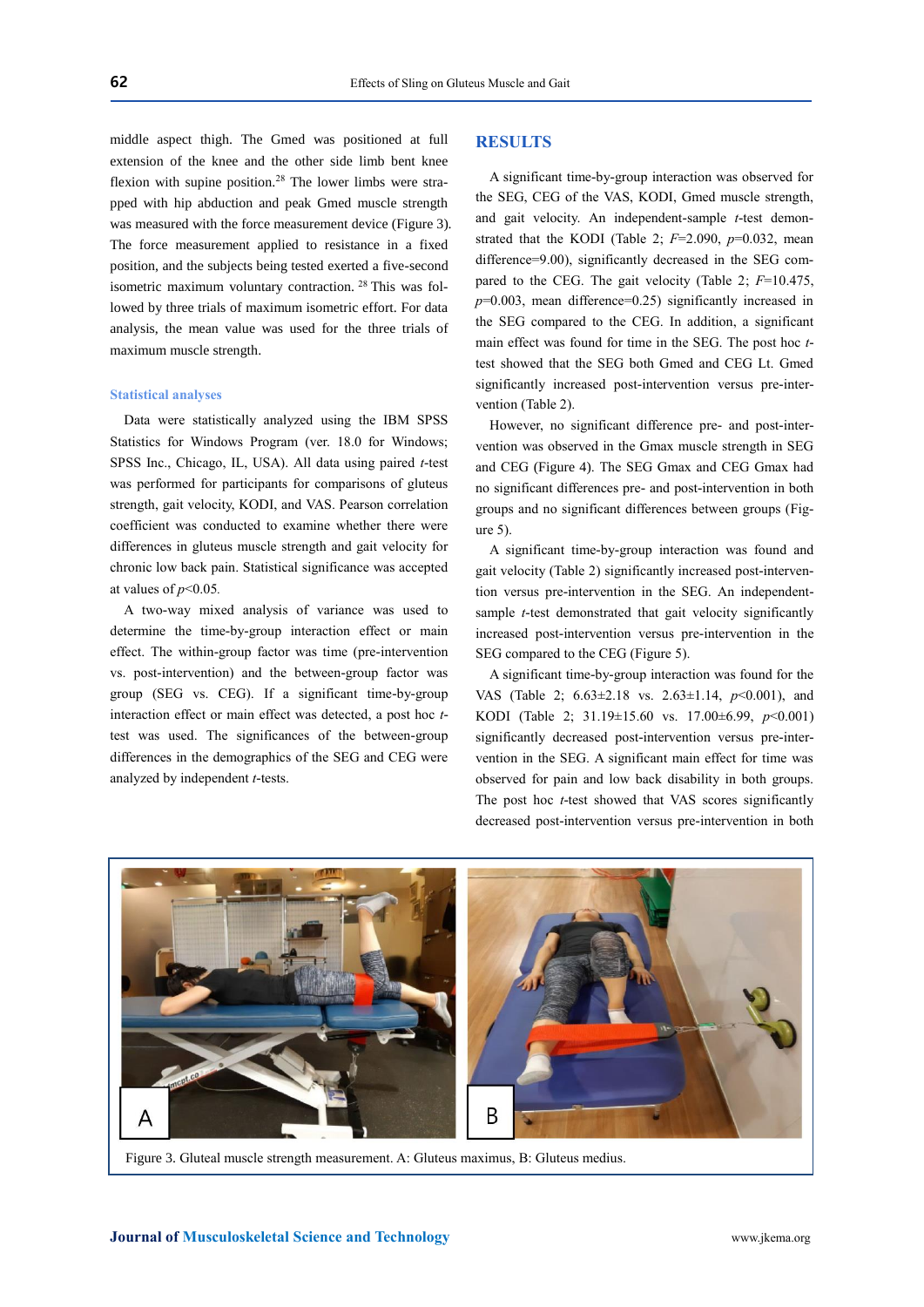middle aspect thigh. The Gmed was positioned at full extension of the knee and the other side limb bent knee flexion with supine position.[28] The lower limbs were strapped with hip abduction and peak Gmed muscle strength was measured with the force measurement device (Figure 3). The force measurement applied to resistance in a fixed position, and the subjects being tested exerted a five-second isometric maximum voluntary contraction. [28] This was followed by three trials of maximum isometric effort. For data analysis, the mean value was used for the three trials of maximum muscle strength.

### Statistical analyses

Data were statistically analyzed using the IBM SPSS Statistics for Windows Program (ver. 18.0 for Windows; SPSS Inc., Chicago, IL, USA). All data using paired *t*-test was performed for participants for comparisons of gluteus strength, gait velocity, KODI, and VAS. Pearson correlation coefficient was conducted to examine whether there were differences in gluteus muscle strength and gait velocity for chronic low back pain. Statistical significance was accepted at values of $p<0.05$.

A two-way mixed analysis of variance was used to determine the time-by-group interaction effect or main effect. The within-group factor was time (pre-intervention vs. post-intervention) and the between-group factor was group (SEG vs. CEG). If a significant time-by-group interaction effect or main effect was detected, a post hoc *t*-test was used. The significances of the between-group differences in the demographics of the SEG and CEG were analyzed by independent *t*-tests.

## RESULTS

A significant time-by-group interaction was observed for the SEG, CEG of the VAS, KODI, Gmed muscle strength, and gait velocity. An independent-sample *t*-test demonstrated that the KODI (Table 2; $F$=2.090, $p$=0.032, mean difference=9.00), significantly decreased in the SEG compared to the CEG. The gait velocity (Table 2; $F$=10.475, $p$=0.003, mean difference=0.25) significantly increased in the SEG compared to the CEG. In addition, a significant main effect was found for time in the SEG. The post hoc *t*-test showed that the SEG both Gmed and CEG Lt. Gmed significantly increased post-intervention versus pre-intervention (Table 2).

However, no significant difference pre- and post-intervention was observed in the Gmax muscle strength in SEG and CEG (Figure 4). The SEG Gmax and CEG Gmax had no significant differences pre- and post-intervention in both groups and no significant differences between groups (Figure 5).

A significant time-by-group interaction was found and gait velocity (Table 2) significantly increased post-intervention versus pre-intervention in the SEG. An independent-sample *t*-test demonstrated that gait velocity significantly increased post-intervention versus pre-intervention in the SEG compared to the CEG (Figure 5).

A significant time-by-group interaction was found for the VAS (Table 2; 6.63±2.18 vs. 2.63±1.14, $p<0.001$), and KODI (Table 2; 31.19±15.60 vs. 17.00±6.99, $p<0.001$) significantly decreased post-intervention versus pre-intervention in the SEG. A significant main effect for time was observed for pain and low back disability in both groups. The post hoc *t*-test showed that VAS scores significantly decreased post-intervention versus pre-intervention in both

Figure 3. Gluteal muscle strength measurement. A: Gluteus maximus, B: Gluteus medius.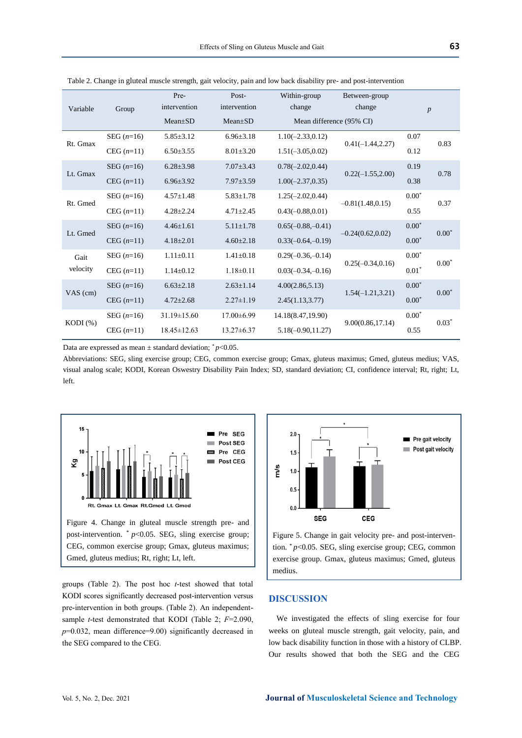Table 2. Change in gluteal muscle strength, gait velocity, pain and low back disability pre- and post-intervention

| Variable | Group | Pre-intervention Mean±SD | Post-intervention Mean±SD | Within-group change Mean difference (95% CI) | Between-group change Mean difference (95% CI) | | *p* |
|---|---|---|---|---|---|---|---|
| Rt. Gmax | SEG (*n*=16) | 5.85±3.12 | 6.96±3.18 | 1.10(–2.33,0.12) | 0.41(–1.44,2.27) | 0.07 | 0.83 |
| | CEG (*n*=11) | 6.50±3.55 | 8.01±3.20 | 1.51(–3.05,0.02) | | 0.12 | |
| Lt. Gmax | SEG (*n*=16) | 6.28±3.98 | 7.07±3.43 | 0.78(–2.02,0.44) | 0.22(–1.55,2.00) | 0.19 | 0.78 |
| | CEG (*n*=11) | 6.96±3.92 | 7.97±3.59 | 1.00(–2.37,0.35) | | 0.38 | |
| Rt. Gmed | SEG (*n*=16) | 4.57±1.48 | 5.83±1.78 | 1.25(–2.02,0.44) | –0.81(1.48,0.15) | 0.00* | 0.37 |
| | CEG (*n*=11) | 4.28±2.24 | 4.71±2.45 | 0.43(–0.88,0.01) | | 0.55 | |
| Lt. Gmed | SEG (*n*=16) | 4.46±1.61 | 5.11±1.78 | 0.65(–0.88,–0.41) | –0.24(0.62,0.02) | 0.00* | 0.00* |
| | CEG (*n*=11) | 4.18±2.01 | 4.60±2.18 | 0.33(–0.64,–0.19) | | 0.00* | |
| Gait velocity | SEG (*n*=16) | 1.11±0.11 | 1.41±0.18 | 0.29(–0.36,–0.14) | 0.25(–0.34,0.16) | 0.00* | 0.00* |
| | CEG (*n*=11) | 1.14±0.12 | 1.18±0.11 | 0.03(–0.34,–0.16) | | 0.01* | |
| VAS (cm) | SEG (*n*=16) | 6.63±2.18 | 2.63±1.14 | 4.00(2.86,5.13) | 1.54(–1.21,3.21) | 0.00* | 0.00* |
| | CEG (*n*=11) | 4.72±2.68 | 2.27±1.19 | 2.45(1.13,3.77) | | 0.00* | |
| KODI (%) | SEG (*n*=16) | 31.19±15.60 | 17.00±6.99 | 14.18(8.47,19.90) | 9.00(0.86,17.14) | 0.00* | 0.03* |
| | CEG (*n*=11) | 18.45±12.63 | 13.27±6.37 | 5.18(–0.90,11.27) | | 0.55 | |

Data are expressed as mean ± standard deviation; *$p$<0.05.

Abbreviations: SEG, sling exercise group; CEG, common exercise group; Gmax, gluteus maximus; Gmed, gluteus medius; VAS, visual analog scale; KODI, Korean Oswestry Disability Pain Index; SD, standard deviation; CI, confidence interval; Rt, right; Lt, left.

Figure 4. Change in gluteal muscle strength pre- and post-intervention. *$p$<0.05. SEG, sling exercise group; CEG, common exercise group; Gmax, gluteus maximus; Gmed, gluteus medius; Rt, right; Lt, left.

Figure 5. Change in gait velocity pre- and post-intervention. *$p$<0.05. SEG, sling exercise group; CEG, common exercise group. Gmax, gluteus maximus; Gmed, gluteus medius.

groups (Table 2). The post hoc *t*-test showed that total KODI scores significantly decreased post-intervention versus pre-intervention in both groups. (Table 2). An independent-sample *t*-test demonstrated that KODI (Table 2; $F$=2.090, $p$=0.032, mean difference=9.00) significantly decreased in the SEG compared to the CEG.

## DISCUSSION

We investigated the effects of sling exercise for four weeks on gluteal muscle strength, gait velocity, pain, and low back disability function in those with a history of CLBP. Our results showed that both the SEG and the CEG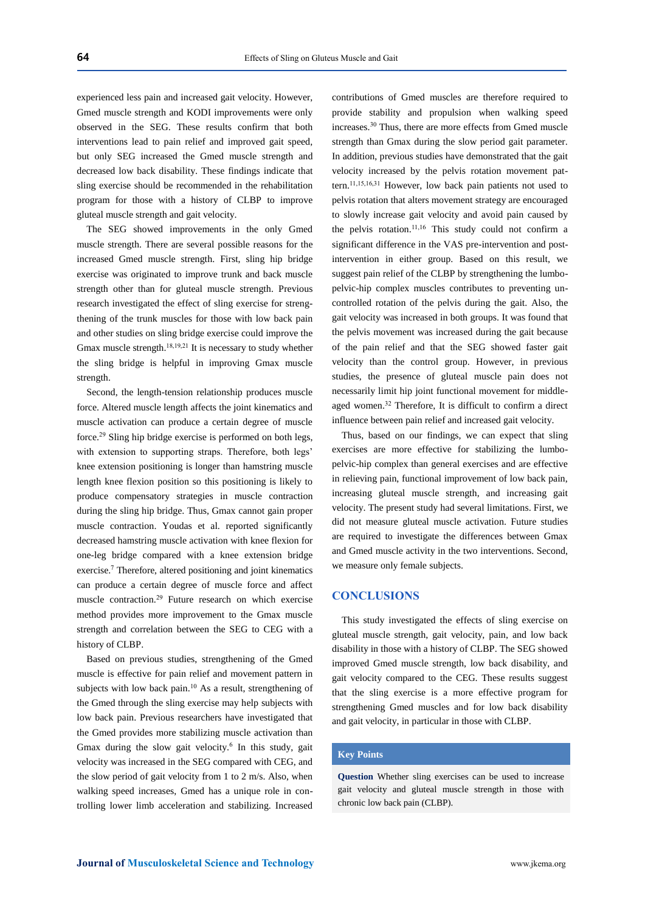experienced less pain and increased gait velocity. However, Gmed muscle strength and KODI improvements were only observed in the SEG. These results confirm that both interventions lead to pain relief and improved gait speed, but only SEG increased the Gmed muscle strength and decreased low back disability. These findings indicate that sling exercise should be recommended in the rehabilitation program for those with a history of CLBP to improve gluteal muscle strength and gait velocity.

The SEG showed improvements in the only Gmed muscle strength. There are several possible reasons for the increased Gmed muscle strength. First, sling hip bridge exercise was originated to improve trunk and back muscle strength other than for gluteal muscle strength. Previous research investigated the effect of sling exercise for strengthening of the trunk muscles for those with low back pain and other studies on sling bridge exercise could improve the Gmax muscle strength.[18,19,21] It is necessary to study whether the sling bridge is helpful in improving Gmax muscle strength.

Second, the length-tension relationship produces muscle force. Altered muscle length affects the joint kinematics and muscle activation can produce a certain degree of muscle force.[29] Sling hip bridge exercise is performed on both legs, with extension to supporting straps. Therefore, both legs' knee extension positioning is longer than hamstring muscle length knee flexion position so this positioning is likely to produce compensatory strategies in muscle contraction during the sling hip bridge. Thus, Gmax cannot gain proper muscle contraction. Youdas et al. reported significantly decreased hamstring muscle activation with knee flexion for one-leg bridge compared with a knee extension bridge exercise.[7] Therefore, altered positioning and joint kinematics can produce a certain degree of muscle force and affect muscle contraction.[29] Future research on which exercise method provides more improvement to the Gmax muscle strength and correlation between the SEG to CEG with a history of CLBP.

Based on previous studies, strengthening of the Gmed muscle is effective for pain relief and movement pattern in subjects with low back pain.[10] As a result, strengthening of the Gmed through the sling exercise may help subjects with low back pain. Previous researchers have investigated that the Gmed provides more stabilizing muscle activation than Gmax during the slow gait velocity.[6] In this study, gait velocity was increased in the SEG compared with CEG, and the slow period of gait velocity from 1 to 2 m/s. Also, when walking speed increases, Gmed has a unique role in controlling lower limb acceleration and stabilizing. Increased contributions of Gmed muscles are therefore required to provide stability and propulsion when walking speed increases.[30] Thus, there are more effects from Gmed muscle strength than Gmax during the slow period gait parameter. In addition, previous studies have demonstrated that the gait velocity increased by the pelvis rotation movement pattern.[11,15,16,31] However, low back pain patients not used to pelvis rotation that alters movement strategy are encouraged to slowly increase gait velocity and avoid pain caused by the pelvis rotation.[11,16] This study could not confirm a significant difference in the VAS pre-intervention and post-intervention in either group. Based on this result, we suggest pain relief of the CLBP by strengthening the lumbo-pelvic-hip complex muscles contributes to preventing uncontrolled rotation of the pelvis during the gait. Also, the gait velocity was increased in both groups. It was found that the pelvis movement was increased during the gait because of the pain relief and that the SEG showed faster gait velocity than the control group. However, in previous studies, the presence of gluteal muscle pain does not necessarily limit hip joint functional movement for middle-aged women.[32] Therefore, It is difficult to confirm a direct influence between pain relief and increased gait velocity.

Thus, based on our findings, we can expect that sling exercises are more effective for stabilizing the lumbo-pelvic-hip complex than general exercises and are effective in relieving pain, functional improvement of low back pain, increasing gluteal muscle strength, and increasing gait velocity. The present study had several limitations. First, we did not measure gluteal muscle activation. Future studies are required to investigate the differences between Gmax and Gmed muscle activity in the two interventions. Second, we measure only female subjects.

## CONCLUSIONS

This study investigated the effects of sling exercise on gluteal muscle strength, gait velocity, pain, and low back disability in those with a history of CLBP. The SEG showed improved Gmed muscle strength, low back disability, and gait velocity compared to the CEG. These results suggest that the sling exercise is a more effective program for strengthening Gmed muscles and for low back disability and gait velocity, in particular in those with CLBP.

### Key Points

**Question** Whether sling exercises can be used to increase gait velocity and gluteal muscle strength in those with chronic low back pain (CLBP).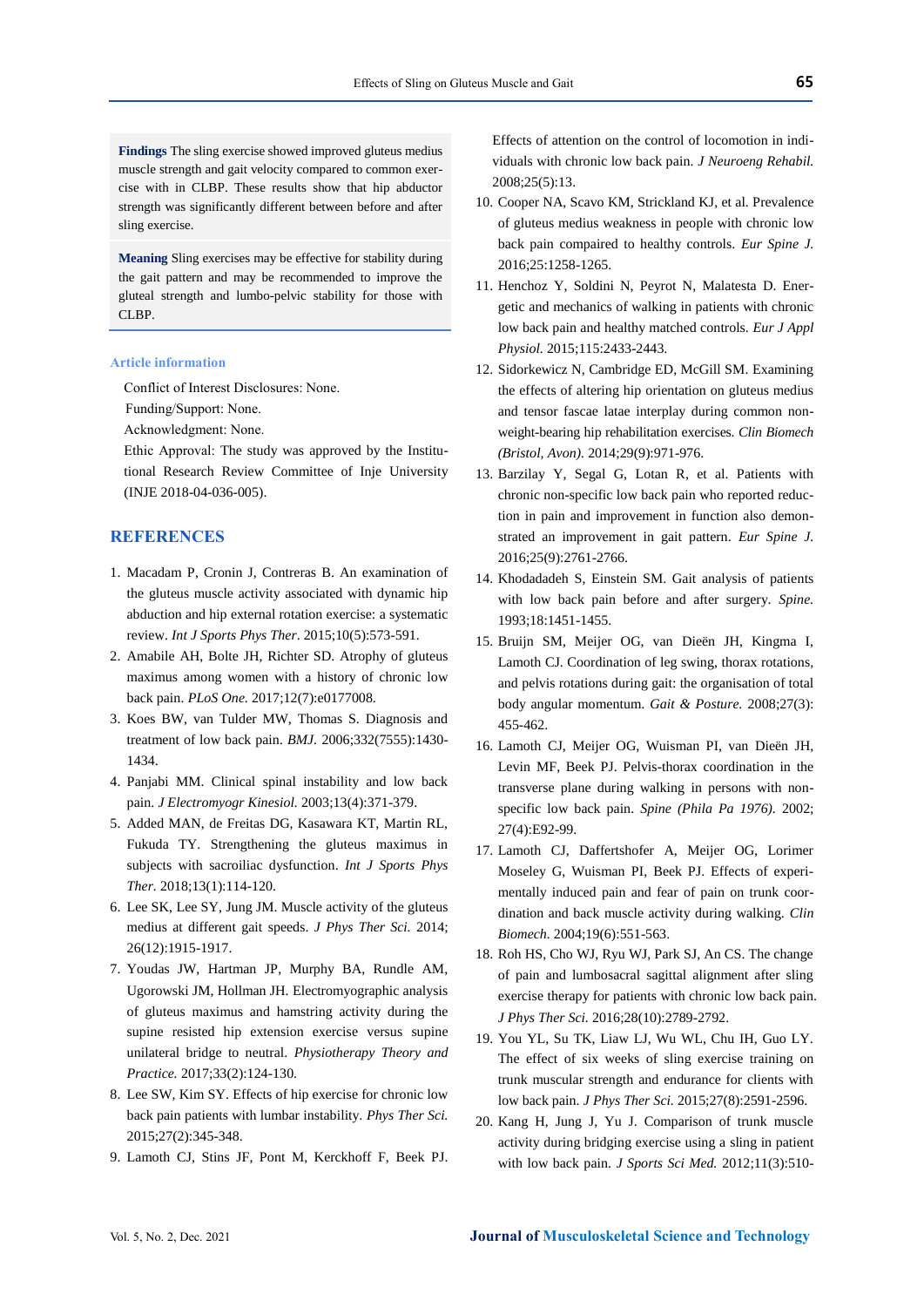**Findings** The sling exercise showed improved gluteus medius muscle strength and gait velocity compared to common exercise with in CLBP. These results show that hip abductor strength was significantly different between before and after sling exercise.

**Meaning** Sling exercises may be effective for stability during the gait pattern and may be recommended to improve the gluteal strength and lumbo-pelvic stability for those with CLBP.

### Article information

Conflict of Interest Disclosures: None.

Funding/Support: None.

Acknowledgment: None.

Ethic Approval: The study was approved by the Institutional Research Review Committee of Inje University (INJE 2018-04-036-005).

## REFERENCES

1. Macadam P, Cronin J, Contreras B. An examination of the gluteus muscle activity associated with dynamic hip abduction and hip external rotation exercise: a systematic review. *Int J Sports Phys Ther*. 2015;10(5):573-591.
2. Amabile AH, Bolte JH, Richter SD. Atrophy of gluteus maximus among women with a history of chronic low back pain. *PLoS One.* 2017;12(7):e0177008.
3. Koes BW, van Tulder MW, Thomas S. Diagnosis and treatment of low back pain. *BMJ.* 2006;332(7555):1430-1434.
4. Panjabi MM. Clinical spinal instability and low back pain. *J Electromyogr Kinesiol.* 2003;13(4):371-379.
5. Added MAN, de Freitas DG, Kasawara KT, Martin RL, Fukuda TY. Strengthening the gluteus maximus in subjects with sacroiliac dysfunction. *Int J Sports Phys Ther.* 2018;13(1):114-120.
6. Lee SK, Lee SY, Jung JM. Muscle activity of the gluteus medius at different gait speeds. *J Phys Ther Sci.* 2014; 26(12):1915-1917.
7. Youdas JW, Hartman JP, Murphy BA, Rundle AM, Ugorowski JM, Hollman JH. Electromyographic analysis of gluteus maximus and hamstring activity during the supine resisted hip extension exercise versus supine unilateral bridge to neutral. *Physiotherapy Theory and Practice.* 2017;33(2):124-130.
8. Lee SW, Kim SY. Effects of hip exercise for chronic low back pain patients with lumbar instability. *Phys Ther Sci.* 2015;27(2):345-348.
9. Lamoth CJ, Stins JF, Pont M, Kerckhoff F, Beek PJ. Effects of attention on the control of locomotion in individuals with chronic low back pain. *J Neuroeng Rehabil.* 2008;25(5):13.
10. Cooper NA, Scavo KM, Strickland KJ, et al. Prevalence of gluteus medius weakness in people with chronic low back pain compaired to healthy controls. *Eur Spine J.* 2016;25:1258-1265.
11. Henchoz Y, Soldini N, Peyrot N, Malatesta D. Energetic and mechanics of walking in patients with chronic low back pain and healthy matched controls. *Eur J Appl Physiol.* 2015;115:2433-2443.
12. Sidorkewicz N, Cambridge ED, McGill SM. Examining the effects of altering hip orientation on gluteus medius and tensor fascae latae interplay during common non-weight-bearing hip rehabilitation exercises. *Clin Biomech (Bristol, Avon).* 2014;29(9):971-976.
13. Barzilay Y, Segal G, Lotan R, et al. Patients with chronic non-specific low back pain who reported reduction in pain and improvement in function also demonstrated an improvement in gait pattern. *Eur Spine J.* 2016;25(9):2761-2766.
14. Khodadadeh S, Einstein SM. Gait analysis of patients with low back pain before and after surgery. *Spine.* 1993;18:1451-1455.
15. Bruijn SM, Meijer OG, van Dieën JH, Kingma I, Lamoth CJ. Coordination of leg swing, thorax rotations, and pelvis rotations during gait: the organisation of total body angular momentum. *Gait & Posture.* 2008;27(3): 455-462.
16. Lamoth CJ, Meijer OG, Wuisman PI, van Dieën JH, Levin MF, Beek PJ. Pelvis-thorax coordination in the transverse plane during walking in persons with non-specific low back pain. *Spine (Phila Pa 1976).* 2002; 27(4):E92-99.
17. Lamoth CJ, Daffertshofer A, Meijer OG, Lorimer Moseley G, Wuisman PI, Beek PJ. Effects of experimentally induced pain and fear of pain on trunk coordination and back muscle activity during walking. *Clin Biomech.* 2004;19(6):551-563.
18. Roh HS, Cho WJ, Ryu WJ, Park SJ, An CS. The change of pain and lumbosacral sagittal alignment after sling exercise therapy for patients with chronic low back pain. *J Phys Ther Sci.* 2016;28(10):2789-2792.
19. You YL, Su TK, Liaw LJ, Wu WL, Chu IH, Guo LY. The effect of six weeks of sling exercise training on trunk muscular strength and endurance for clients with low back pain. *J Phys Ther Sci.* 2015;27(8):2591-2596.
20. Kang H, Jung J, Yu J. Comparison of trunk muscle activity during bridging exercise using a sling in patient with low back pain. *J Sports Sci Med.* 2012;11(3):510-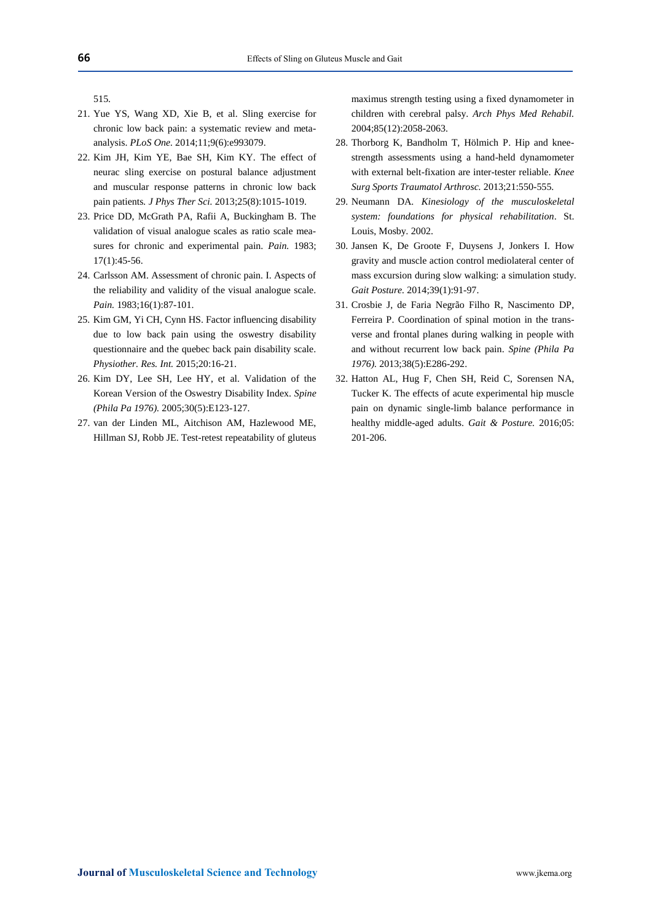515.

21. Yue YS, Wang XD, Xie B, et al. Sling exercise for chronic low back pain: a systematic review and meta-analysis. *PLoS One.* 2014;11;9(6):e993079.
22. Kim JH, Kim YE, Bae SH, Kim KY. The effect of neurac sling exercise on postural balance adjustment and muscular response patterns in chronic low back pain patients. *J Phys Ther Sci.* 2013;25(8):1015-1019.
23. Price DD, McGrath PA, Rafii A, Buckingham B. The validation of visual analogue scales as ratio scale measures for chronic and experimental pain. *Pain.* 1983; 17(1):45-56.
24. Carlsson AM. Assessment of chronic pain. I. Aspects of the reliability and validity of the visual analogue scale. *Pain.* 1983;16(1):87-101.
25. Kim GM, Yi CH, Cynn HS. Factor influencing disability due to low back pain using the oswestry disability questionnaire and the quebec back pain disability scale. *Physiother. Res. Int.* 2015;20:16-21.
26. Kim DY, Lee SH, Lee HY, et al. Validation of the Korean Version of the Oswestry Disability Index. *Spine (Phila Pa 1976).* 2005;30(5):E123-127.
27. van der Linden ML, Aitchison AM, Hazlewood ME, Hillman SJ, Robb JE. Test-retest repeatability of gluteus maximus strength testing using a fixed dynamometer in children with cerebral palsy. *Arch Phys Med Rehabil.* 2004;85(12):2058-2063.
28. Thorborg K, Bandholm T, Hölmich P. Hip and knee-strength assessments using a hand-held dynamometer with external belt-fixation are inter-tester reliable. *Knee Surg Sports Traumatol Arthrosc.* 2013;21:550-555.
29. Neumann DA. *Kinesiology of the musculoskeletal system: foundations for physical rehabilitation*. St. Louis, Mosby. 2002.
30. Jansen K, De Groote F, Duysens J, Jonkers I. How gravity and muscle action control mediolateral center of mass excursion during slow walking: a simulation study. *Gait Posture.* 2014;39(1):91-97.
31. Crosbie J, de Faria Negrão Filho R, Nascimento DP, Ferreira P. Coordination of spinal motion in the transverse and frontal planes during walking in people with and without recurrent low back pain. *Spine (Phila Pa 1976).* 2013;38(5):E286-292.
32. Hatton AL, Hug F, Chen SH, Reid C, Sorensen NA, Tucker K. The effects of acute experimental hip muscle pain on dynamic single-limb balance performance in healthy middle-aged adults. *Gait & Posture.* 2016;05: 201-206.